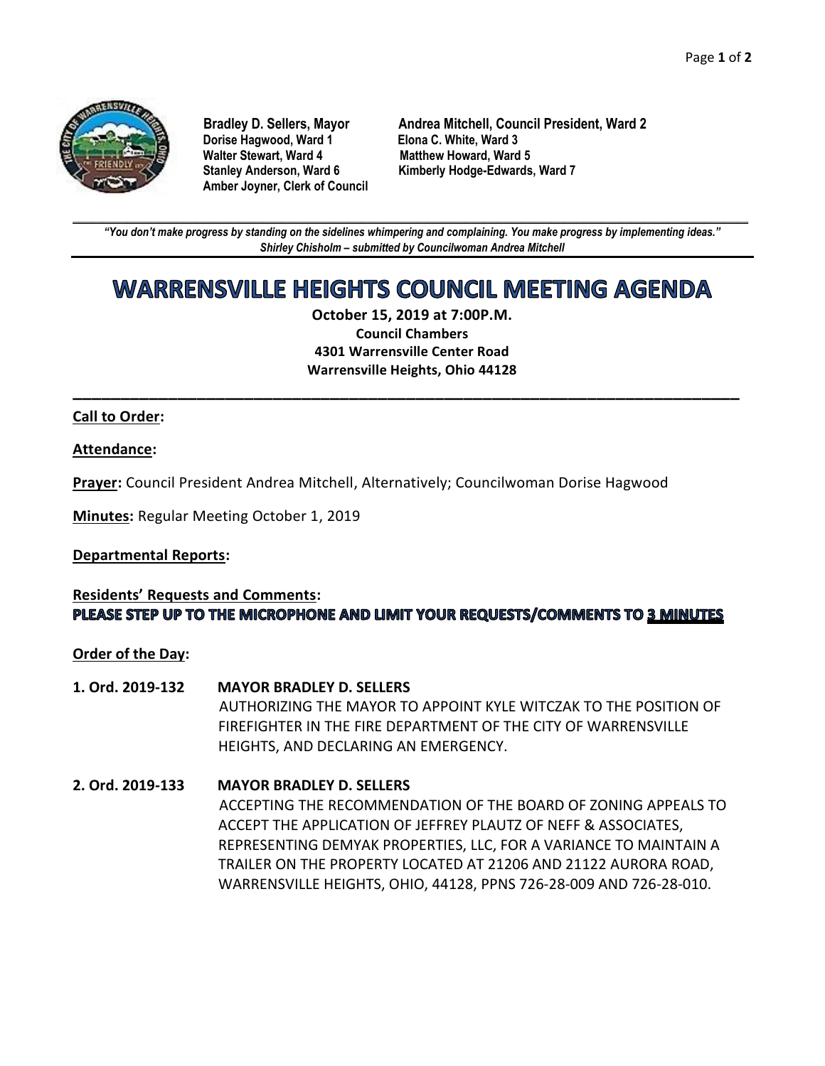**Bradley D. Sellers, Mayor**
**Dorise Hagwood, Ward 1**
**Walter Stewart, Ward 4**
**Stanley Anderson, Ward 6**
**Amber Joyner, Clerk of Council**

**Andrea Mitchell, Council President, Ward 2**
**Elona C. White, Ward 3**
**Matthew Howard, Ward 5**
**Kimberly Hodge-Edwards, Ward 7**

---

***"You don't make progress by standing on the sidelines whimpering and complaining. You make progress by implementing ideas."***
***Shirley Chisholm – submitted by Councilwoman Andrea Mitchell***

---

# WARRENSVILLE HEIGHTS COUNCIL MEETING AGENDA

**October 15, 2019 at 7:00P.M.**
**Council Chambers**
**4301 Warrensville Center Road**
**Warrensville Heights, Ohio 44128**

---

**Call to Order:**

**Attendance:**

**Prayer:** Council President Andrea Mitchell, Alternatively; Councilwoman Dorise Hagwood

**Minutes:** Regular Meeting October 1, 2019

**Departmental Reports:**

**Residents' Requests and Comments:**
**PLEASE STEP UP TO THE MICROPHONE AND LIMIT YOUR REQUESTS/COMMENTS TO 3 MINUTES**

**Order of the Day:**

**1. Ord. 2019-132 MAYOR BRADLEY D. SELLERS**
AUTHORIZING THE MAYOR TO APPOINT KYLE WITCZAK TO THE POSITION OF FIREFIGHTER IN THE FIRE DEPARTMENT OF THE CITY OF WARRENSVILLE HEIGHTS, AND DECLARING AN EMERGENCY.

**2. Ord. 2019-133 MAYOR BRADLEY D. SELLERS**
ACCEPTING THE RECOMMENDATION OF THE BOARD OF ZONING APPEALS TO ACCEPT THE APPLICATION OF JEFFREY PLAUTZ OF NEFF & ASSOCIATES, REPRESENTING DEMYAK PROPERTIES, LLC, FOR A VARIANCE TO MAINTAIN A TRAILER ON THE PROPERTY LOCATED AT 21206 AND 21122 AURORA ROAD, WARRENSVILLE HEIGHTS, OHIO, 44128, PPNS 726-28-009 AND 726-28-010.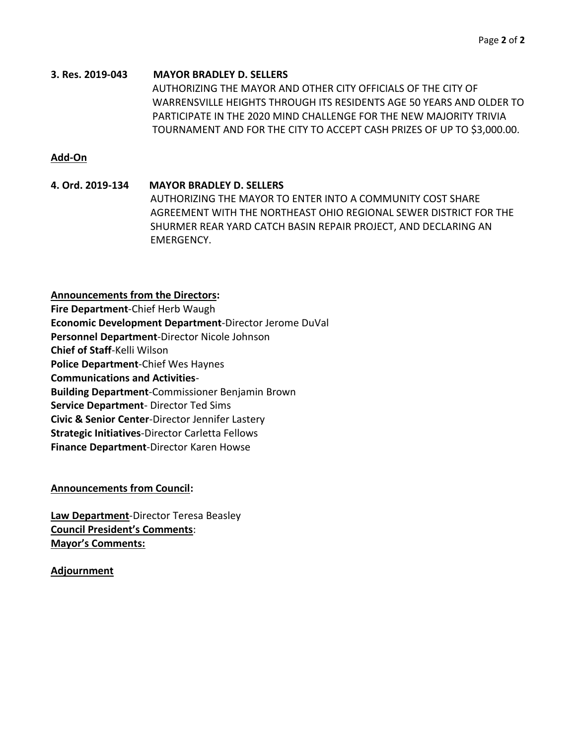**3. Res. 2019-043 MAYOR BRADLEY D. SELLERS**

AUTHORIZING THE MAYOR AND OTHER CITY OFFICIALS OF THE CITY OF WARRENSVILLE HEIGHTS THROUGH ITS RESIDENTS AGE 50 YEARS AND OLDER TO PARTICIPATE IN THE 2020 MIND CHALLENGE FOR THE NEW MAJORITY TRIVIA TOURNAMENT AND FOR THE CITY TO ACCEPT CASH PRIZES OF UP TO $3,000.00.

**Add-On**

**4. Ord. 2019-134 MAYOR BRADLEY D. SELLERS**

AUTHORIZING THE MAYOR TO ENTER INTO A COMMUNITY COST SHARE AGREEMENT WITH THE NORTHEAST OHIO REGIONAL SEWER DISTRICT FOR THE SHURMER REAR YARD CATCH BASIN REPAIR PROJECT, AND DECLARING AN EMERGENCY.

**Announcements from the Directors:**

**Fire Department**-Chief Herb Waugh
**Economic Development Department**-Director Jerome DuVal
**Personnel Department**-Director Nicole Johnson
**Chief of Staff**-Kelli Wilson
**Police Department**-Chief Wes Haynes
**Communications and Activities**-
**Building Department**-Commissioner Benjamin Brown
**Service Department**- Director Ted Sims
**Civic & Senior Center**-Director Jennifer Lastery
**Strategic Initiatives**-Director Carletta Fellows
**Finance Department**-Director Karen Howse

**Announcements from Council:**

**Law Department**-Director Teresa Beasley
**Council President's Comments**:
**Mayor's Comments:**

**Adjournment**